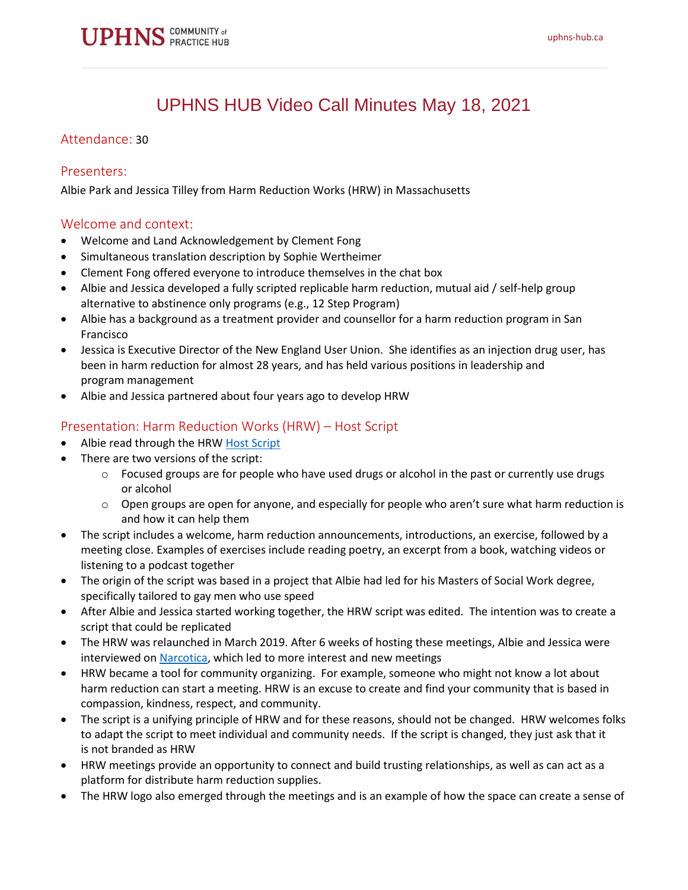# UPHNS HUB Video Call Minutes May 18, 2021

## Attendance: 30

## Presenters:

Albie Park and Jessica Tilley from Harm Reduction Works (HRW) in Massachusetts

## Welcome and context:

- Welcome and Land Acknowledgement by Clement Fong
- Simultaneous translation description by Sophie Wertheimer
- Clement Fong offered everyone to introduce themselves in the chat box
- Albie and Jessica developed a fully scripted replicable harm reduction, mutual aid / self-help group alternative to abstinence only programs (e.g., 12 Step Program)
- Albie has a background as a treatment provider and counsellor for a harm reduction program in San Francisco
- Jessica is Executive Director of the New England User Union. She identifies as an injection drug user, has been in harm reduction for almost 28 years, and has held various positions in leadership and program management
- Albie and Jessica partnered about four years ago to develop HRW

## Presentation: Harm Reduction Works (HRW) – Host Script

- Albie read through the HRW Host Script
- There are two versions of the script:
  - Focused groups are for people who have used drugs or alcohol in the past or currently use drugs or alcohol
  - Open groups are open for anyone, and especially for people who aren't sure what harm reduction is and how it can help them
- The script includes a welcome, harm reduction announcements, introductions, an exercise, followed by a meeting close. Examples of exercises include reading poetry, an excerpt from a book, watching videos or listening to a podcast together
- The origin of the script was based in a project that Albie had led for his Masters of Social Work degree, specifically tailored to gay men who use speed
- After Albie and Jessica started working together, the HRW script was edited. The intention was to create a script that could be replicated
- The HRW was relaunched in March 2019. After 6 weeks of hosting these meetings, Albie and Jessica were interviewed on Narcotica, which led to more interest and new meetings
- HRW became a tool for community organizing. For example, someone who might not know a lot about harm reduction can start a meeting. HRW is an excuse to create and find your community that is based in compassion, kindness, respect, and community.
- The script is a unifying principle of HRW and for these reasons, should not be changed. HRW welcomes folks to adapt the script to meet individual and community needs. If the script is changed, they just ask that it is not branded as HRW
- HRW meetings provide an opportunity to connect and build trusting relationships, as well as can act as a platform for distribute harm reduction supplies.
- The HRW logo also emerged through the meetings and is an example of how the space can create a sense of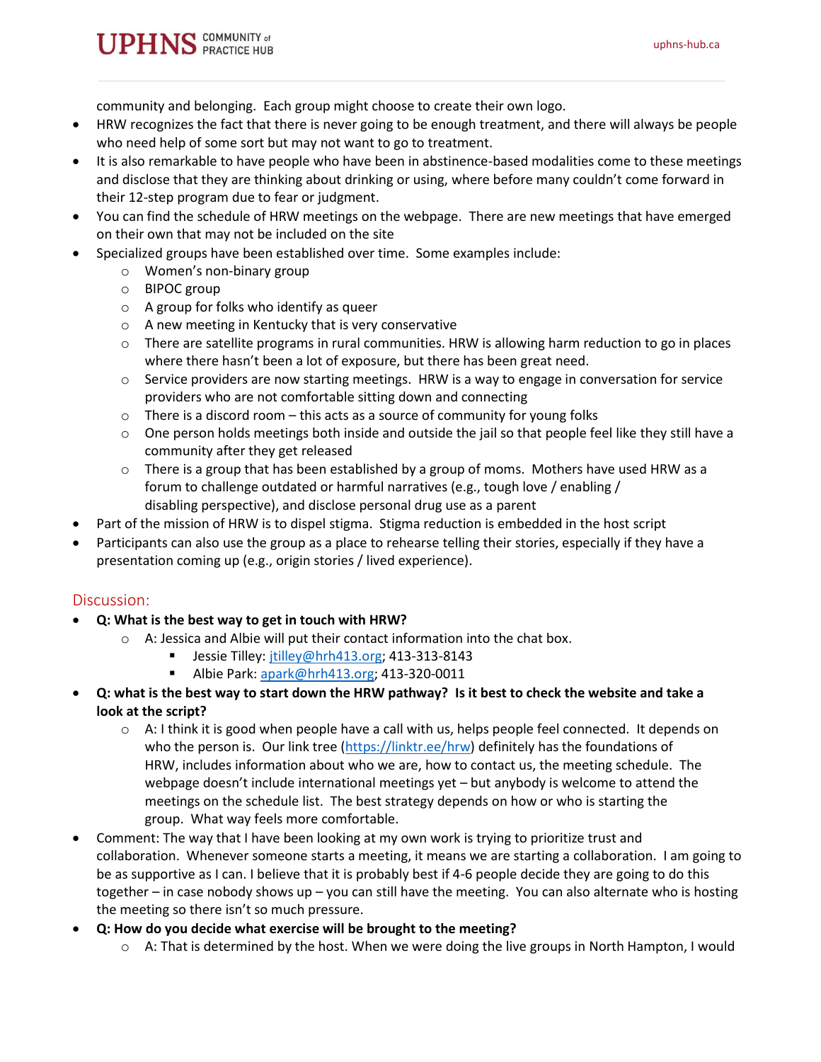community and belonging. Each group might choose to create their own logo.

- HRW recognizes the fact that there is never going to be enough treatment, and there will always be people who need help of some sort but may not want to go to treatment.
- It is also remarkable to have people who have been in abstinence-based modalities come to these meetings and disclose that they are thinking about drinking or using, where before many couldn't come forward in their 12-step program due to fear or judgment.
- You can find the schedule of HRW meetings on the webpage. There are new meetings that have emerged on their own that may not be included on the site
- Specialized groups have been established over time. Some examples include:
    - Women's non-binary group
    - BIPOC group
    - A group for folks who identify as queer
    - A new meeting in Kentucky that is very conservative
    - There are satellite programs in rural communities. HRW is allowing harm reduction to go in places where there hasn't been a lot of exposure, but there has been great need.
    - Service providers are now starting meetings. HRW is a way to engage in conversation for service providers who are not comfortable sitting down and connecting
    - There is a discord room – this acts as a source of community for young folks
    - One person holds meetings both inside and outside the jail so that people feel like they still have a community after they get released
    - There is a group that has been established by a group of moms. Mothers have used HRW as a forum to challenge outdated or harmful narratives (e.g., tough love / enabling / disabling perspective), and disclose personal drug use as a parent
- Part of the mission of HRW is to dispel stigma. Stigma reduction is embedded in the host script
- Participants can also use the group as a place to rehearse telling their stories, especially if they have a presentation coming up (e.g., origin stories / lived experience).

## Discussion:

- **Q: What is the best way to get in touch with HRW?**
    - A: Jessica and Albie will put their contact information into the chat box.
        - Jessie Tilley: jtilley@hrh413.org; 413-313-8143
        - Albie Park: apark@hrh413.org; 413-320-0011
- **Q: what is the best way to start down the HRW pathway? Is it best to check the website and take a look at the script?**
    - A: I think it is good when people have a call with us, helps people feel connected. It depends on who the person is. Our link tree (https://linktr.ee/hrw) definitely has the foundations of HRW, includes information about who we are, how to contact us, the meeting schedule. The webpage doesn't include international meetings yet – but anybody is welcome to attend the meetings on the schedule list. The best strategy depends on how or who is starting the group. What way feels more comfortable.
- Comment: The way that I have been looking at my own work is trying to prioritize trust and collaboration. Whenever someone starts a meeting, it means we are starting a collaboration. I am going to be as supportive as I can. I believe that it is probably best if 4-6 people decide they are going to do this together – in case nobody shows up – you can still have the meeting. You can also alternate who is hosting the meeting so there isn't so much pressure.
- **Q: How do you decide what exercise will be brought to the meeting?**
    - A: That is determined by the host. When we were doing the live groups in North Hampton, I would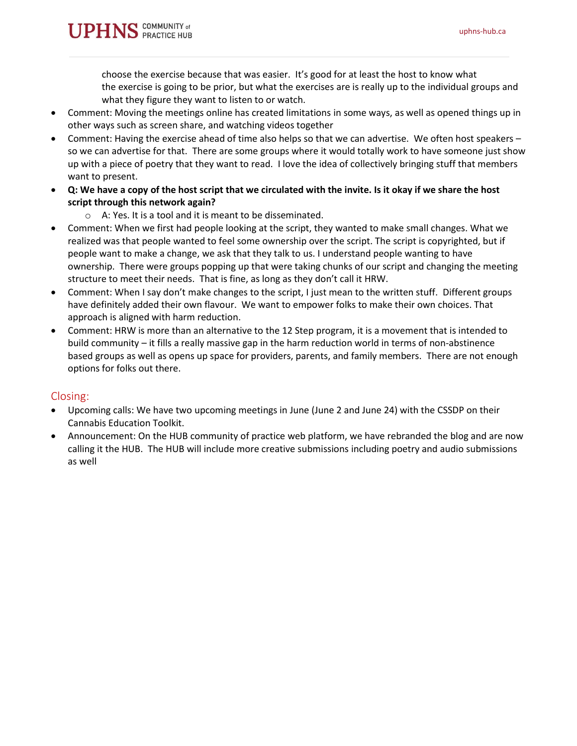choose the exercise because that was easier. It's good for at least the host to know what the exercise is going to be prior, but what the exercises are is really up to the individual groups and what they figure they want to listen to or watch.

- Comment: Moving the meetings online has created limitations in some ways, as well as opened things up in other ways such as screen share, and watching videos together
- Comment: Having the exercise ahead of time also helps so that we can advertise. We often host speakers – so we can advertise for that. There are some groups where it would totally work to have someone just show up with a piece of poetry that they want to read. I love the idea of collectively bringing stuff that members want to present.
- **Q: We have a copy of the host script that we circulated with the invite. Is it okay if we share the host script through this network again?**
  - A: Yes. It is a tool and it is meant to be disseminated.
- Comment: When we first had people looking at the script, they wanted to make small changes. What we realized was that people wanted to feel some ownership over the script. The script is copyrighted, but if people want to make a change, we ask that they talk to us. I understand people wanting to have ownership. There were groups popping up that were taking chunks of our script and changing the meeting structure to meet their needs. That is fine, as long as they don't call it HRW.
- Comment: When I say don't make changes to the script, I just mean to the written stuff. Different groups have definitely added their own flavour. We want to empower folks to make their own choices. That approach is aligned with harm reduction.
- Comment: HRW is more than an alternative to the 12 Step program, it is a movement that is intended to build community – it fills a really massive gap in the harm reduction world in terms of non-abstinence based groups as well as opens up space for providers, parents, and family members. There are not enough options for folks out there.

## Closing:

- Upcoming calls: We have two upcoming meetings in June (June 2 and June 24) with the CSSDP on their Cannabis Education Toolkit.
- Announcement: On the HUB community of practice web platform, we have rebranded the blog and are now calling it the HUB. The HUB will include more creative submissions including poetry and audio submissions as well